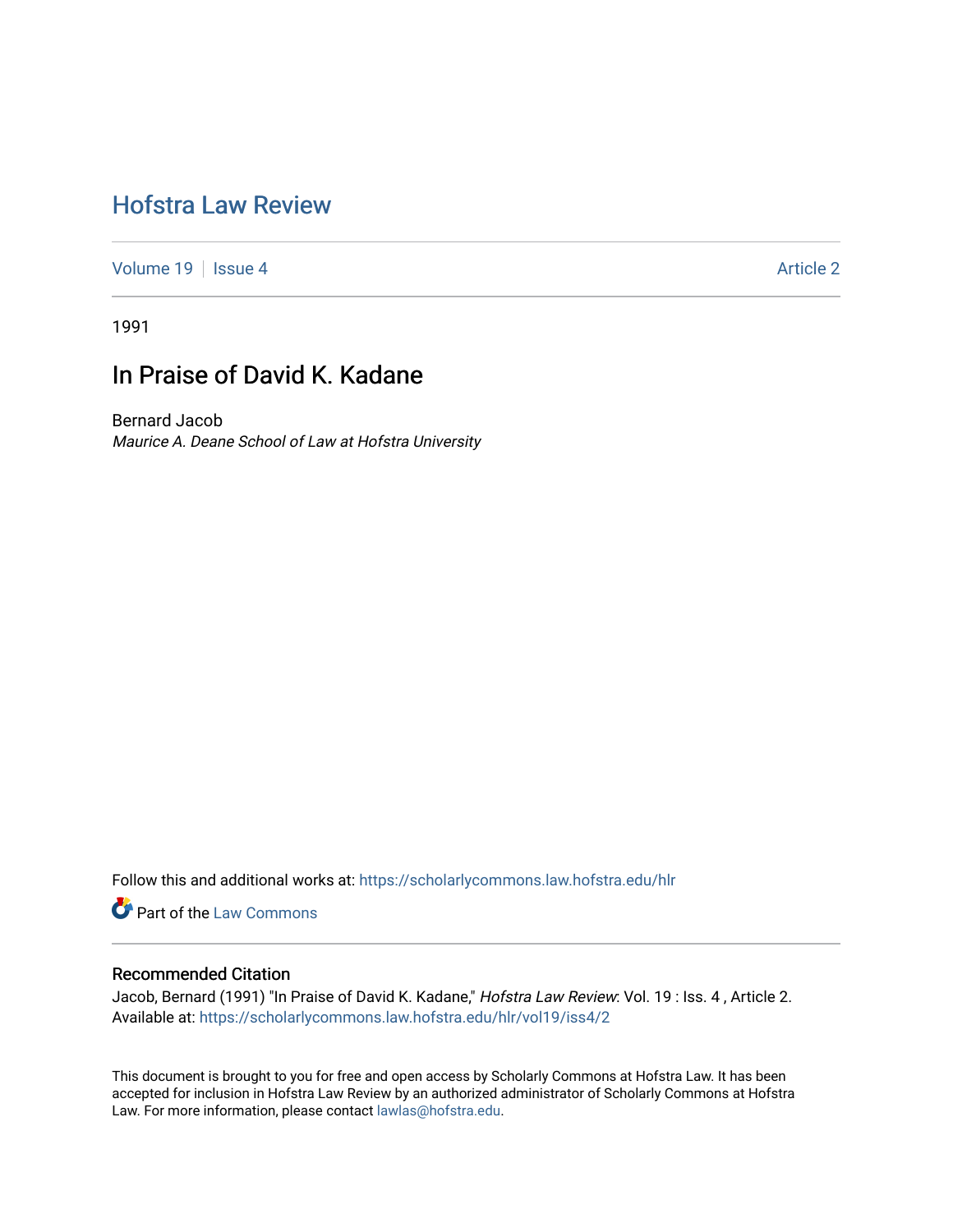# Hofstra Law Review

Volume 19 | Issue 4 Article 2

1991

## In Praise of David K. Kadane

Bernard Jacob

*Maurice A. Deane School of Law at Hofstra University*

Follow this and additional works at: https://scholarlycommons.law.hofstra.edu/hlr

Part of the Law Commons

### Recommended Citation

Jacob, Bernard (1991) "In Praise of David K. Kadane," *Hofstra Law Review*: Vol. 19 : Iss. 4 , Article 2.
Available at: https://scholarlycommons.law.hofstra.edu/hlr/vol19/iss4/2

This document is brought to you for free and open access by Scholarly Commons at Hofstra Law. It has been accepted for inclusion in Hofstra Law Review by an authorized administrator of Scholarly Commons at Hofstra Law. For more information, please contact lawlas@hofstra.edu.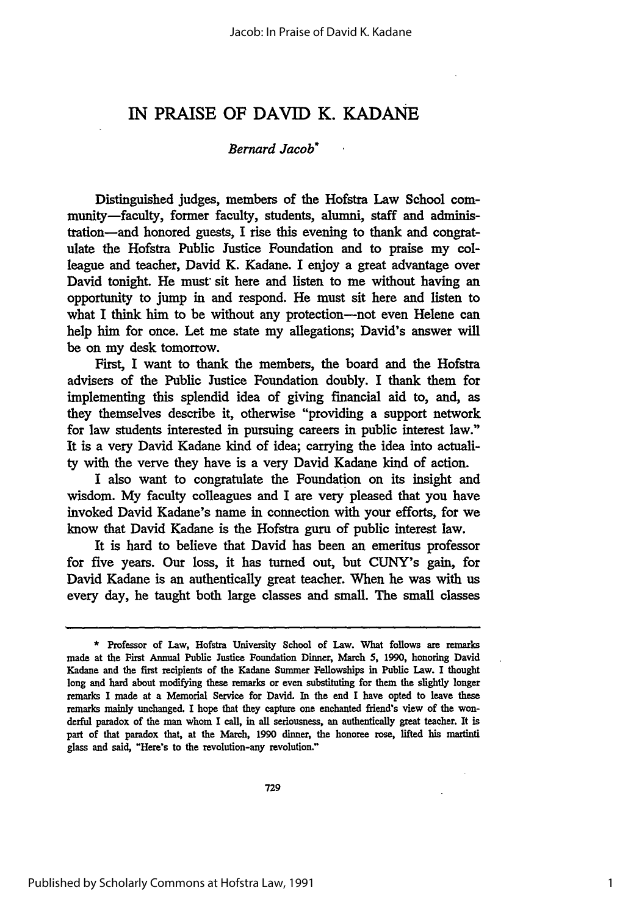# IN PRAISE OF DAVID K. KADANE

*Bernard Jacob*[*]

Distinguished judges, members of the Hofstra Law School community—faculty, former faculty, students, alumni, staff and administration—and honored guests, I rise this evening to thank and congratulate the Hofstra Public Justice Foundation and to praise my colleague and teacher, David K. Kadane. I enjoy a great advantage over David tonight. He must sit here and listen to me without having an opportunity to jump in and respond. He must sit here and listen to what I think him to be without any protection—not even Helene can help him for once. Let me state my allegations; David's answer will be on my desk tomorrow.

First, I want to thank the members, the board and the Hofstra advisers of the Public Justice Foundation doubly. I thank them for implementing this splendid idea of giving financial aid to, and, as they themselves describe it, otherwise "providing a support network for law students interested in pursuing careers in public interest law." It is a very David Kadane kind of idea; carrying the idea into actuality with the verve they have is a very David Kadane kind of action.

I also want to congratulate the Foundation on its insight and wisdom. My faculty colleagues and I are very pleased that you have invoked David Kadane's name in connection with your efforts, for we know that David Kadane is the Hofstra guru of public interest law.

It is hard to believe that David has been an emeritus professor for five years. Our loss, it has turned out, but CUNY's gain, for David Kadane is an authentically great teacher. When he was with us every day, he taught both large classes and small. The small classes

---

[*] Professor of Law, Hofstra University School of Law. What follows are remarks made at the First Annual Public Justice Foundation Dinner, March 5, 1990, honoring David Kadane and the first recipients of the Kadane Summer Fellowships in Public Law. I thought long and hard about modifying these remarks or even substituting for them the slightly longer remarks I made at a Memorial Service for David. In the end I have opted to leave these remarks mainly unchanged. I hope that they capture one enchanted friend's view of the wonderful paradox of the man whom I call, in all seriousness, an authentically great teacher. It is part of that paradox that, at the March, 1990 dinner, the honoree rose, lifted his martini glass and said, "Here's to the revolution-any revolution."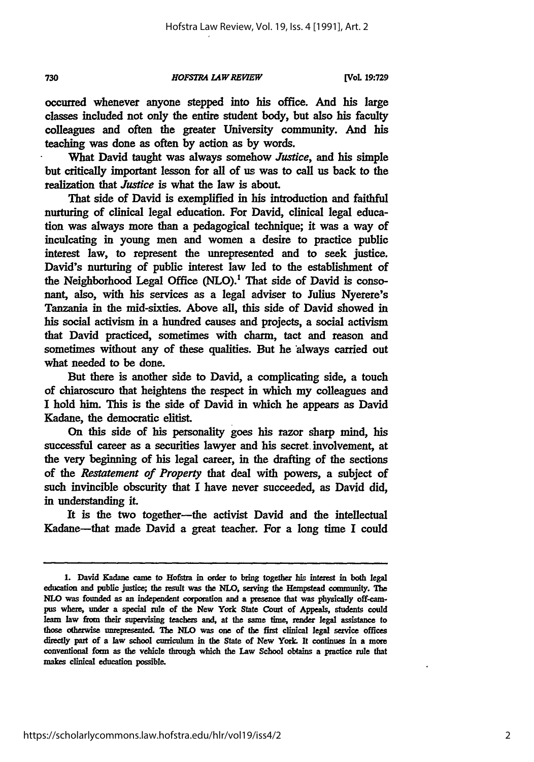occurred whenever anyone stepped into his office. And his large classes included not only the entire student body, but also his faculty colleagues and often the greater University community. And his teaching was done as often by action as by words.

What David taught was always somehow *Justice*, and his simple but critically important lesson for all of us was to call us back to the realization that *Justice* is what the law is about.

That side of David is exemplified in his introduction and faithful nurturing of clinical legal education. For David, clinical legal education was always more than a pedagogical technique; it was a way of inculcating in young men and women a desire to practice public interest law, to represent the unrepresented and to seek justice. David's nurturing of public interest law led to the establishment of the Neighborhood Legal Office (NLO).[1] That side of David is consonant, also, with his services as a legal adviser to Julius Nyerere's Tanzania in the mid-sixties. Above all, this side of David showed in his social activism in a hundred causes and projects, a social activism that David practiced, sometimes with charm, tact and reason and sometimes without any of these qualities. But he always carried out what needed to be done.

But there is another side to David, a complicating side, a touch of chiaroscuro that heightens the respect in which my colleagues and I hold him. This is the side of David in which he appears as David Kadane, the democratic elitist.

On this side of his personality goes his razor sharp mind, his successful career as a securities lawyer and his secret involvement, at the very beginning of his legal career, in the drafting of the sections of the *Restatement of Property* that deal with powers, a subject of such invincible obscurity that I have never succeeded, as David did, in understanding it.

It is the two together—the activist David and the intellectual Kadane—that made David a great teacher. For a long time I could

---

1. David Kadane came to Hofstra in order to bring together his interest in both legal education and public justice; the result was the NLO, serving the Hempstead community. The NLO was founded as an independent corporation and a presence that was physically off-campus where, under a special rule of the New York State Court of Appeals, students could learn law from their supervising teachers and, at the same time, render legal assistance to those otherwise unrepresented. The NLO was one of the first clinical legal service offices directly part of a law school curriculum in the State of New York. It continues in a more conventional form as the vehicle through which the Law School obtains a practice rule that makes clinical education possible.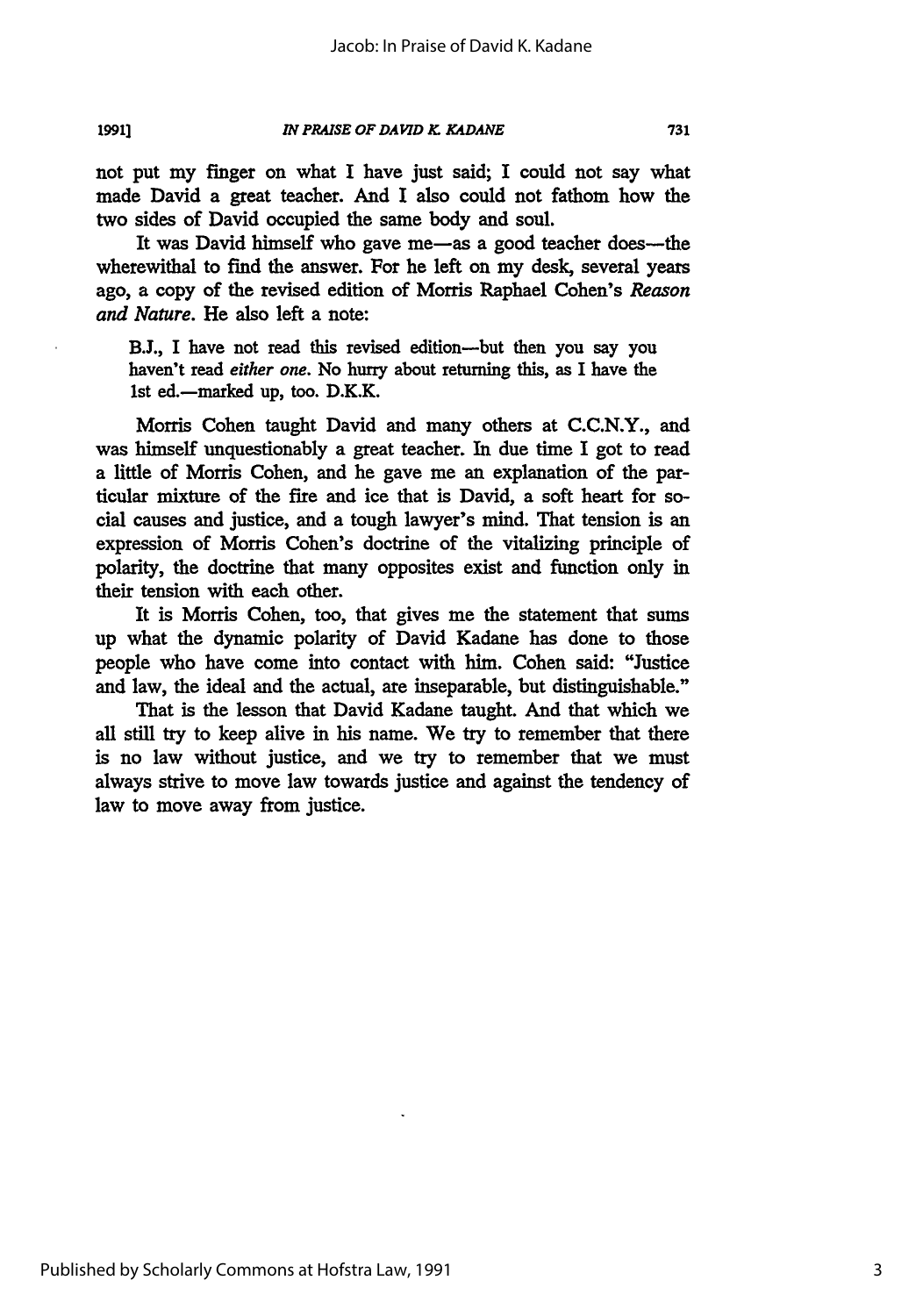not put my finger on what I have just said; I could not say what made David a great teacher. And I also could not fathom how the two sides of David occupied the same body and soul.

It was David himself who gave me—as a good teacher does—the wherewithal to find the answer. For he left on my desk, several years ago, a copy of the revised edition of Morris Raphael Cohen's *Reason and Nature*. He also left a note:

> B.J., I have not read this revised edition—but then you say you haven't read *either one*. No hurry about returning this, as I have the 1st ed.—marked up, too. D.K.K.

Morris Cohen taught David and many others at C.C.N.Y., and was himself unquestionably a great teacher. In due time I got to read a little of Morris Cohen, and he gave me an explanation of the particular mixture of the fire and ice that is David, a soft heart for social causes and justice, and a tough lawyer's mind. That tension is an expression of Morris Cohen's doctrine of the vitalizing principle of polarity, the doctrine that many opposites exist and function only in their tension with each other.

It is Morris Cohen, too, that gives me the statement that sums up what the dynamic polarity of David Kadane has done to those people who have come into contact with him. Cohen said: "Justice and law, the ideal and the actual, are inseparable, but distinguishable."

That is the lesson that David Kadane taught. And that which we all still try to keep alive in his name. We try to remember that there is no law without justice, and we try to remember that we must always strive to move law towards justice and against the tendency of law to move away from justice.